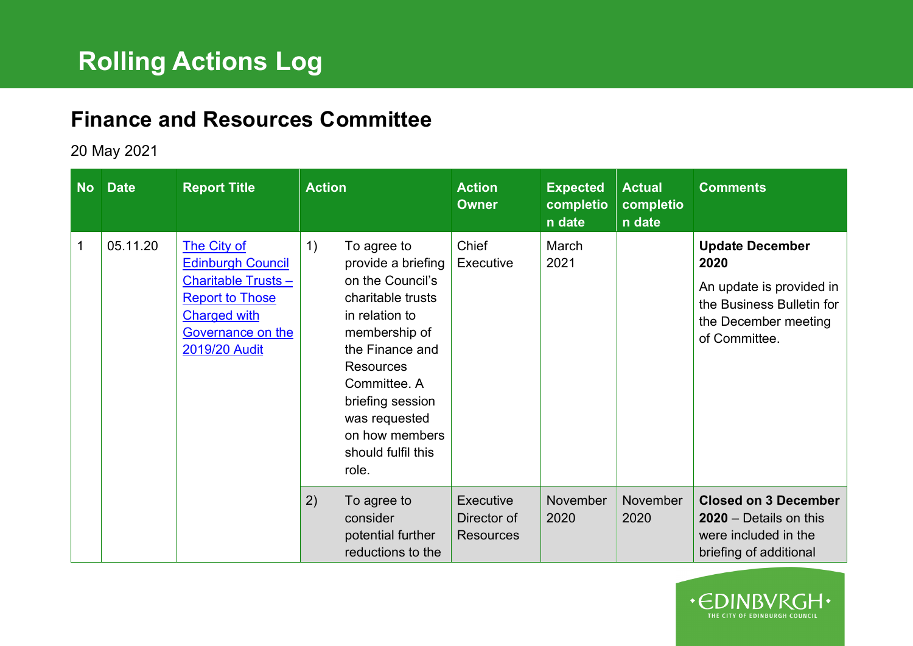# Rolling Actions Log

## Finance and Resources Committee

20 May 2021

| No | Date | Report Title | Action | Action Owner | Expected completion date | Actual completion date | Comments |
|---|---|---|---|---|---|---|---|
| 1 | 05.11.20 | The City of Edinburgh Council Charitable Trusts – Report to Those Charged with Governance on the 2019/20 Audit | 1) To agree to provide a briefing on the Council's charitable trusts in relation to membership of the Finance and Resources Committee. A briefing session was requested on how members should fulfil this role. | Chief Executive | March 2021 | | **Update December 2020** An update is provided in the Business Bulletin for the December meeting of Committee. |
| | | | 2) To agree to consider potential further reductions to the | Executive Director of Resources | November 2020 | November 2020 | **Closed on 3 December 2020** – Details on this were included in the briefing of additional |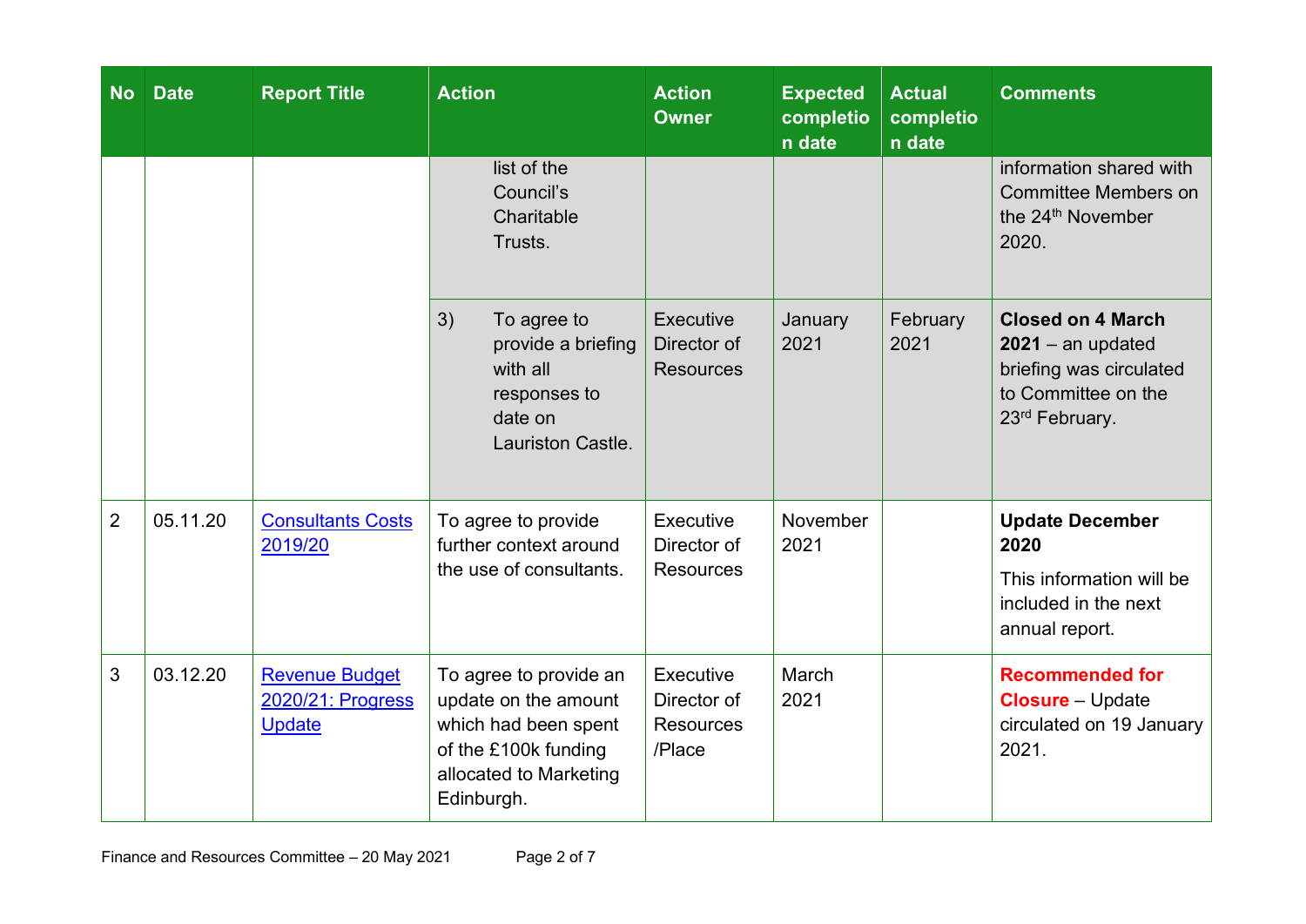| No | Date | Report Title | Action | Action Owner | Expected completion date | Actual completion date | Comments |
|---|---|---|---|---|---|---|---|
| | | | list of the Council's Charitable Trusts. | | | | information shared with Committee Members on the 24th November 2020. |
| | | | 3) To agree to provide a briefing with all responses to date on Lauriston Castle. | Executive Director of Resources | January 2021 | February 2021 | **Closed on 4 March 2021** – an updated briefing was circulated to Committee on the 23rd February. |
| 2 | 05.11.20 | Consultants Costs 2019/20 | To agree to provide further context around the use of consultants. | Executive Director of Resources | November 2021 | | **Update December 2020** This information will be included in the next annual report. |
| 3 | 03.12.20 | Revenue Budget 2020/21: Progress Update | To agree to provide an update on the amount which had been spent of the £100k funding allocated to Marketing Edinburgh. | Executive Director of Resources /Place | March 2021 | | **Recommended for Closure** – Update circulated on 19 January 2021. |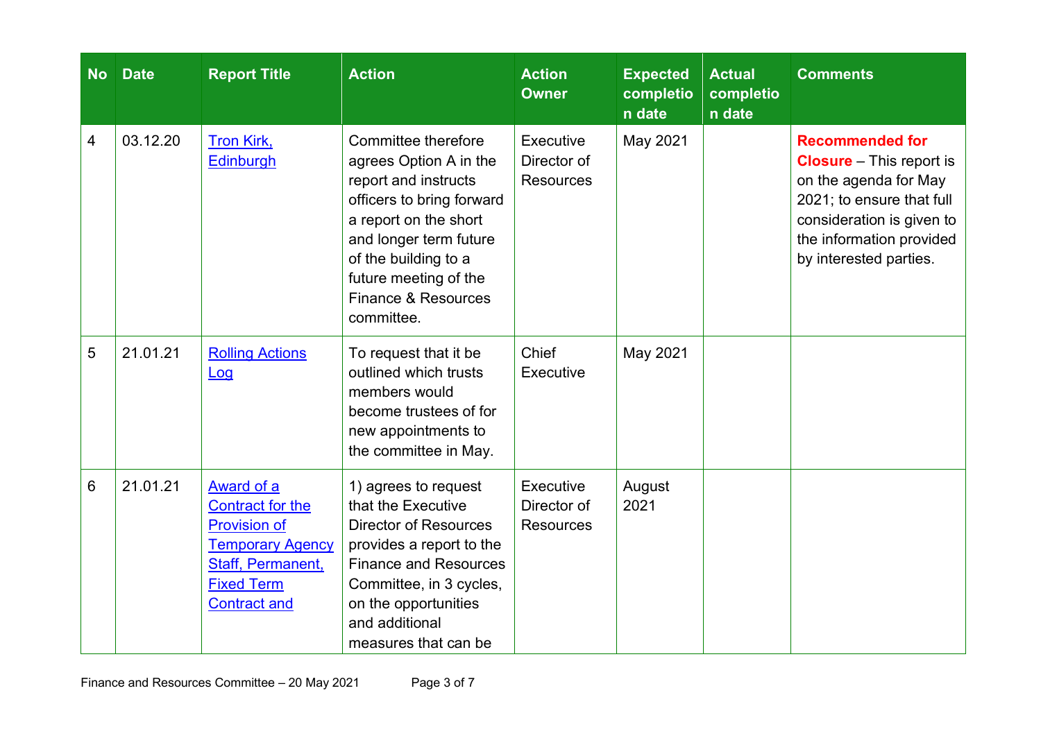| No | Date | Report Title | Action | Action Owner | Expected completion date | Actual completion date | Comments |
|---|---|---|---|---|---|---|---|
| 4 | 03.12.20 | Tron Kirk, Edinburgh | Committee therefore agrees Option A in the report and instructs officers to bring forward a report on the short and longer term future of the building to a future meeting of the Finance & Resources committee. | Executive Director of Resources | May 2021 | | **Recommended for Closure** – This report is on the agenda for May 2021; to ensure that full consideration is given to the information provided by interested parties. |
| 5 | 21.01.21 | Rolling Actions Log | To request that it be outlined which trusts members would become trustees of for new appointments to the committee in May. | Chief Executive | May 2021 | | |
| 6 | 21.01.21 | Award of a Contract for the Provision of Temporary Agency Staff, Permanent, Fixed Term Contract and | 1) agrees to request that the Executive Director of Resources provides a report to the Finance and Resources Committee, in 3 cycles, on the opportunities and additional measures that can be | Executive Director of Resources | August 2021 | | |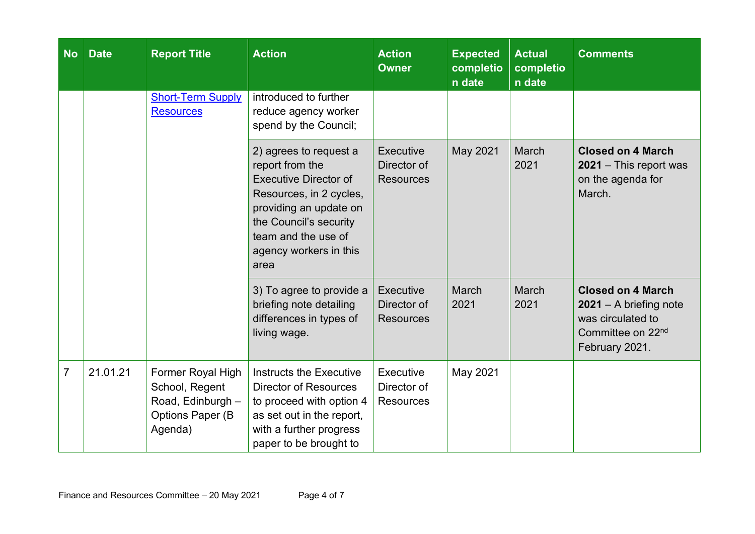| No | Date | Report Title | Action | Action Owner | Expected completion date | Actual completion date | Comments |
|---|---|---|---|---|---|---|---|
| | | Short-Term Supply Resources | introduced to further reduce agency worker spend by the Council; | | | | |
| | | | 2) agrees to request a report from the Executive Director of Resources, in 2 cycles, providing an update on the Council's security team and the use of agency workers in this area | Executive Director of Resources | May 2021 | March 2021 | **Closed on 4 March 2021** – This report was on the agenda for March. |
| | | | 3) To agree to provide a briefing note detailing differences in types of living wage. | Executive Director of Resources | March 2021 | March 2021 | **Closed on 4 March 2021** – A briefing note was circulated to Committee on 22nd February 2021. |
| 7 | 21.01.21 | Former Royal High School, Regent Road, Edinburgh – Options Paper (B Agenda) | Instructs the Executive Director of Resources to proceed with option 4 as set out in the report, with a further progress paper to be brought to | Executive Director of Resources | May 2021 | | |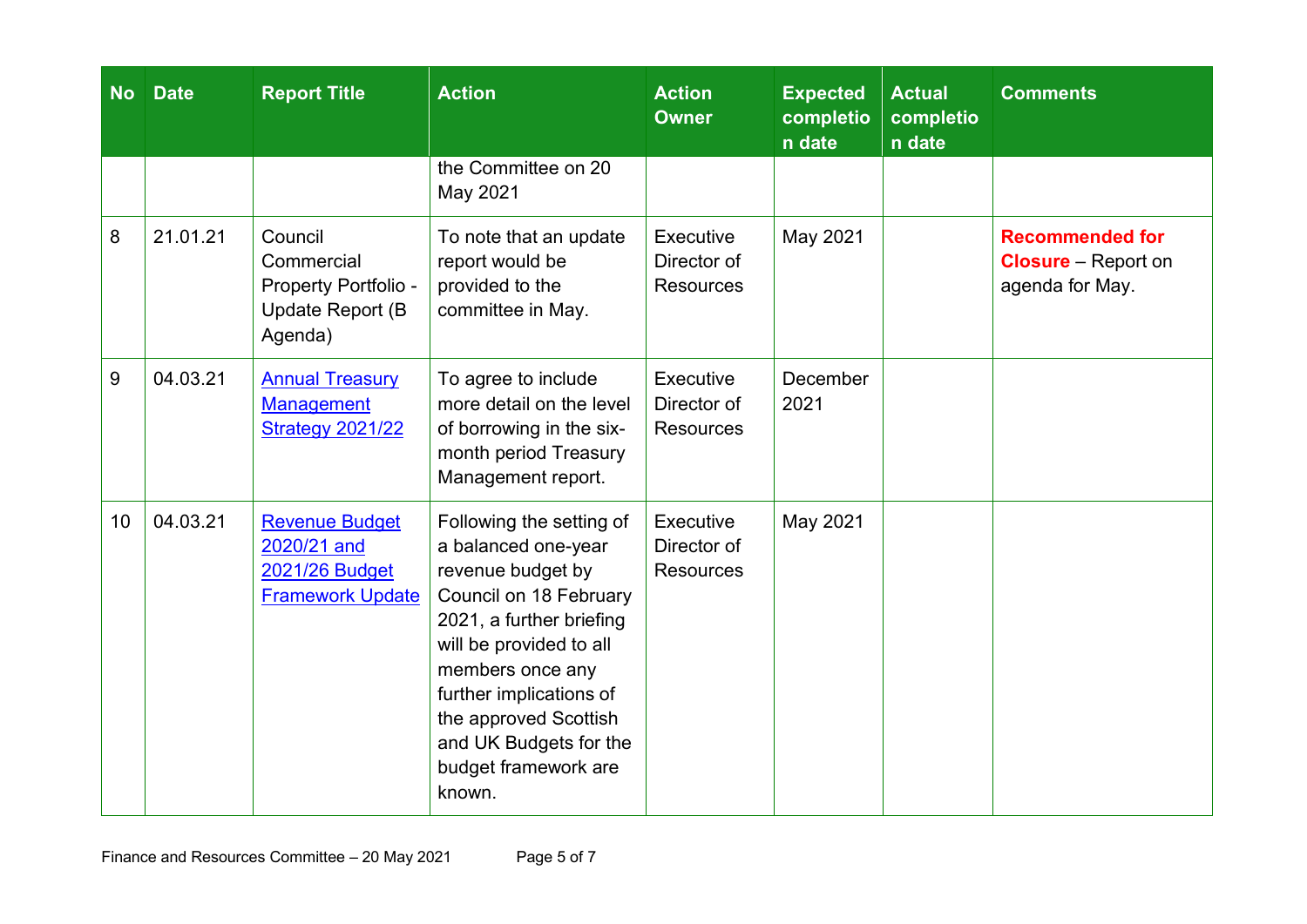| No | Date | Report Title | Action | Action Owner | Expected completion date | Actual completion date | Comments |
|---|---|---|---|---|---|---|---|
| | | | the Committee on 20 May 2021 | | | | |
| 8 | 21.01.21 | Council Commercial Property Portfolio - Update Report (B Agenda) | To note that an update report would be provided to the committee in May. | Executive Director of Resources | May 2021 | | **Recommended for Closure** – Report on agenda for May. |
| 9 | 04.03.21 | Annual Treasury Management Strategy 2021/22 | To agree to include more detail on the level of borrowing in the six-month period Treasury Management report. | Executive Director of Resources | December 2021 | | |
| 10 | 04.03.21 | Revenue Budget 2020/21 and 2021/26 Budget Framework Update | Following the setting of a balanced one-year revenue budget by Council on 18 February 2021, a further briefing will be provided to all members once any further implications of the approved Scottish and UK Budgets for the budget framework are known. | Executive Director of Resources | May 2021 | | |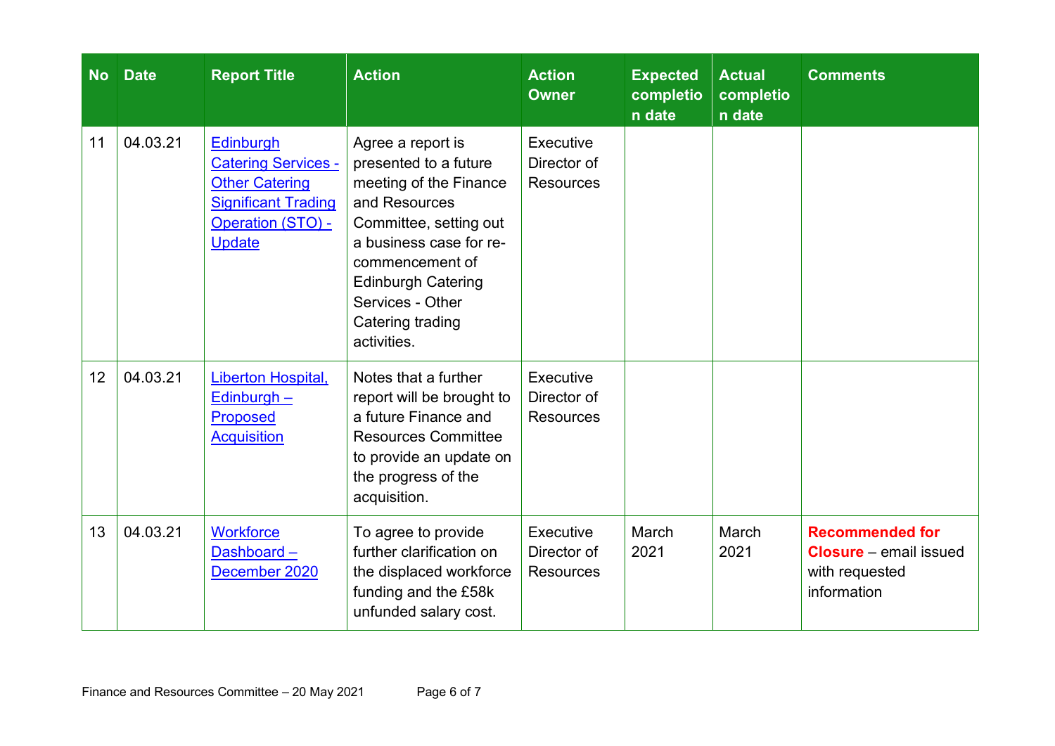| No | Date | Report Title | Action | Action Owner | Expected completion date | Actual completion date | Comments |
|---|---|---|---|---|---|---|---|
| 11 | 04.03.21 | Edinburgh Catering Services - Other Catering Significant Trading Operation (STO) - Update | Agree a report is presented to a future meeting of the Finance and Resources Committee, setting out a business case for re-commencement of Edinburgh Catering Services - Other Catering trading activities. | Executive Director of Resources | | | |
| 12 | 04.03.21 | Liberton Hospital, Edinburgh – Proposed Acquisition | Notes that a further report will be brought to a future Finance and Resources Committee to provide an update on the progress of the acquisition. | Executive Director of Resources | | | |
| 13 | 04.03.21 | Workforce Dashboard – December 2020 | To agree to provide further clarification on the displaced workforce funding and the £58k unfunded salary cost. | Executive Director of Resources | March 2021 | March 2021 | **Recommended for Closure** – email issued with requested information |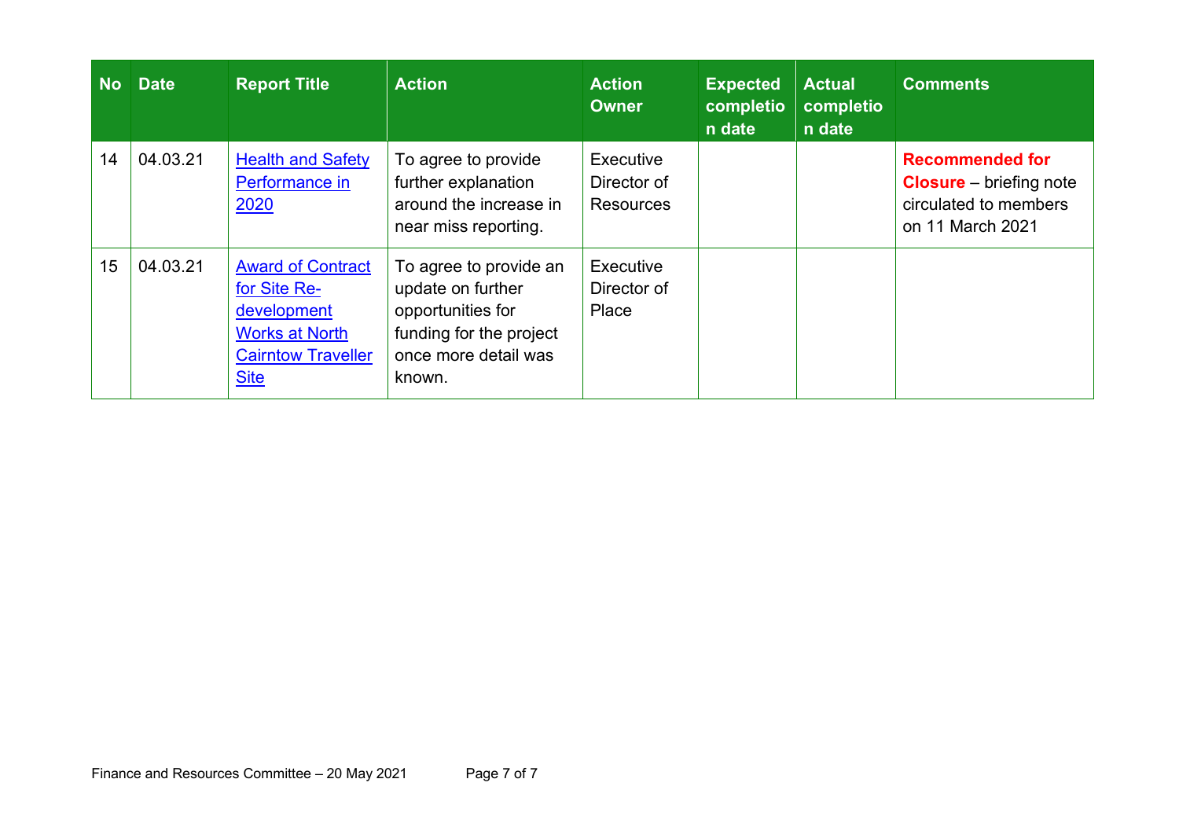| No | Date | Report Title | Action | Action Owner | Expected completion date | Actual completion date | Comments |
|---|---|---|---|---|---|---|---|
| 14 | 04.03.21 | Health and Safety Performance in 2020 | To agree to provide further explanation around the increase in near miss reporting. | Executive Director of Resources | | | **Recommended for Closure** – briefing note circulated to members on 11 March 2021 |
| 15 | 04.03.21 | Award of Contract for Site Re-development Works at North Cairntow Traveller Site | To agree to provide an update on further opportunities for funding for the project once more detail was known. | Executive Director of Place | | | |

Finance and Resources Committee – 20 May 2021